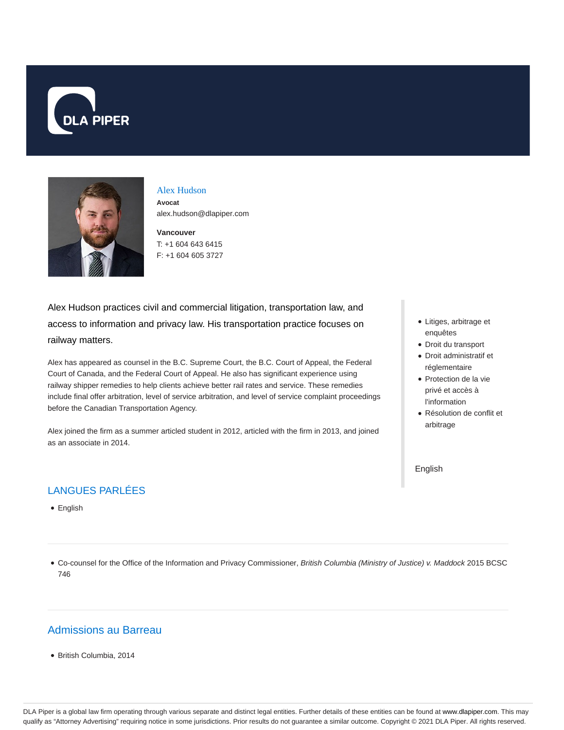DLA PIPER

## Alex Hudson

**Avocat**
alex.hudson@dlapiper.com

**Vancouver**
T: +1 604 643 6415
F: +1 604 605 3727

Alex Hudson practices civil and commercial litigation, transportation law, and access to information and privacy law. His transportation practice focuses on railway matters.

Alex has appeared as counsel in the B.C. Supreme Court, the B.C. Court of Appeal, the Federal Court of Canada, and the Federal Court of Appeal. He also has significant experience using railway shipper remedies to help clients achieve better rail rates and service. These remedies include final offer arbitration, level of service arbitration, and level of service complaint proceedings before the Canadian Transportation Agency.

Alex joined the firm as a summer articled student in 2012, articled with the firm in 2013, and joined as an associate in 2014.

- Litiges, arbitrage et enquêtes
- Droit du transport
- Droit administratif et réglementaire
- Protection de la vie privé et accès à l'information
- Résolution de conflit et arbitrage

English

## LANGUES PARLÉES

- English

---

- Co-counsel for the Office of the Information and Privacy Commissioner, *British Columbia (Ministry of Justice) v. Maddock* 2015 BCSC 746

---

## Admissions au Barreau

- British Columbia, 2014

DLA Piper is a global law firm operating through various separate and distinct legal entities. Further details of these entities can be found at www.dlapiper.com. This may qualify as "Attorney Advertising" requiring notice in some jurisdictions. Prior results do not guarantee a similar outcome. Copyright © 2021 DLA Piper. All rights reserved.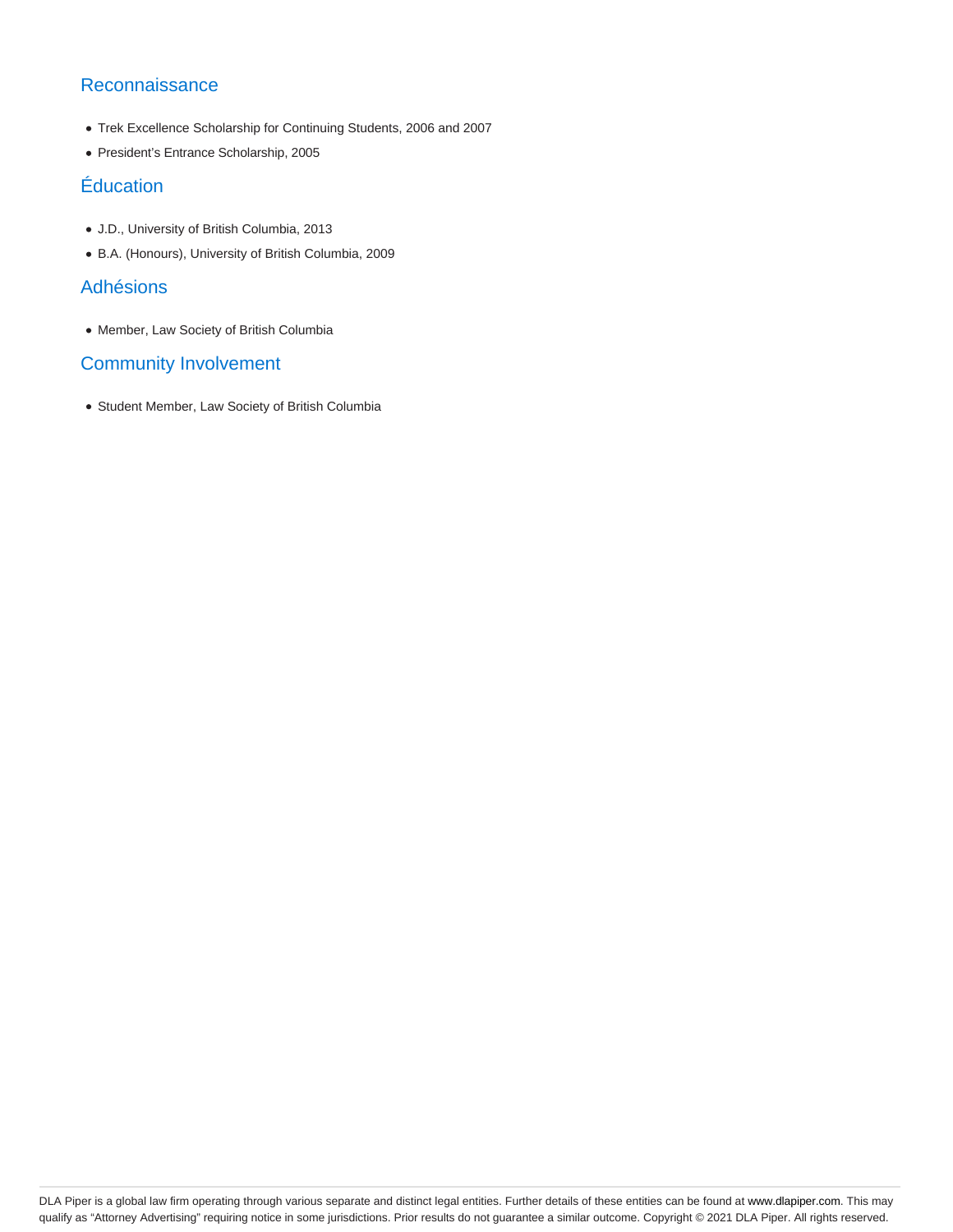## Reconnaissance

- Trek Excellence Scholarship for Continuing Students, 2006 and 2007
- President's Entrance Scholarship, 2005

## Éducation

- J.D., University of British Columbia, 2013
- B.A. (Honours), University of British Columbia, 2009

## Adhésions

- Member, Law Society of British Columbia

## Community Involvement

- Student Member, Law Society of British Columbia

DLA Piper is a global law firm operating through various separate and distinct legal entities. Further details of these entities can be found at www.dlapiper.com. This may qualify as "Attorney Advertising" requiring notice in some jurisdictions. Prior results do not guarantee a similar outcome. Copyright © 2021 DLA Piper. All rights reserved.